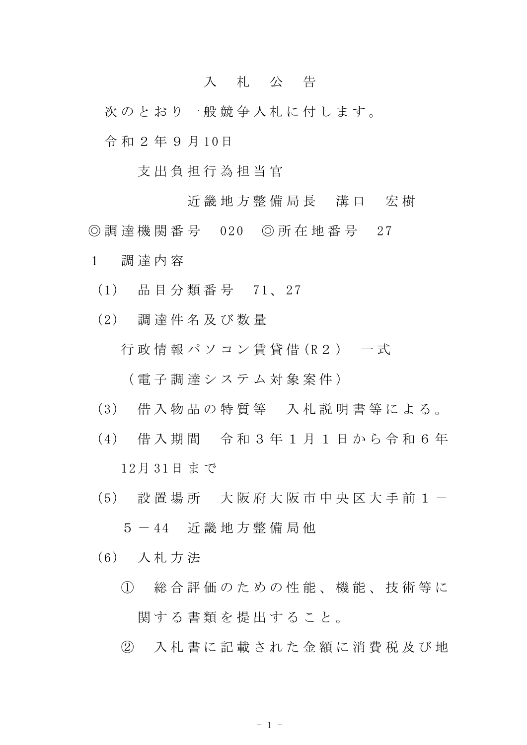# 入　札　公　告

次のとおり一般競争入札に付します。

令和２年９月10日

支出負担行為担当官

近畿地方整備局長　溝口　宏樹

◎調達機関番号　020　◎所在地番号　27

１　調達内容

(1)　品目分類番号　71、27

(2)　調達件名及び数量

行政情報パソコン賃貸借(R２)　一式

（電子調達システム対象案件）

(3)　借入物品の特質等　入札説明書等による。

(4)　借入期間　令和３年１月１日から令和６年12月31日まで

(5)　設置場所　大阪府大阪市中央区大手前１－５－44　近畿地方整備局他

(6)　入札方法

①　総合評価のための性能、機能、技術等に関する書類を提出すること。

②　入札書に記載された金額に消費税及び地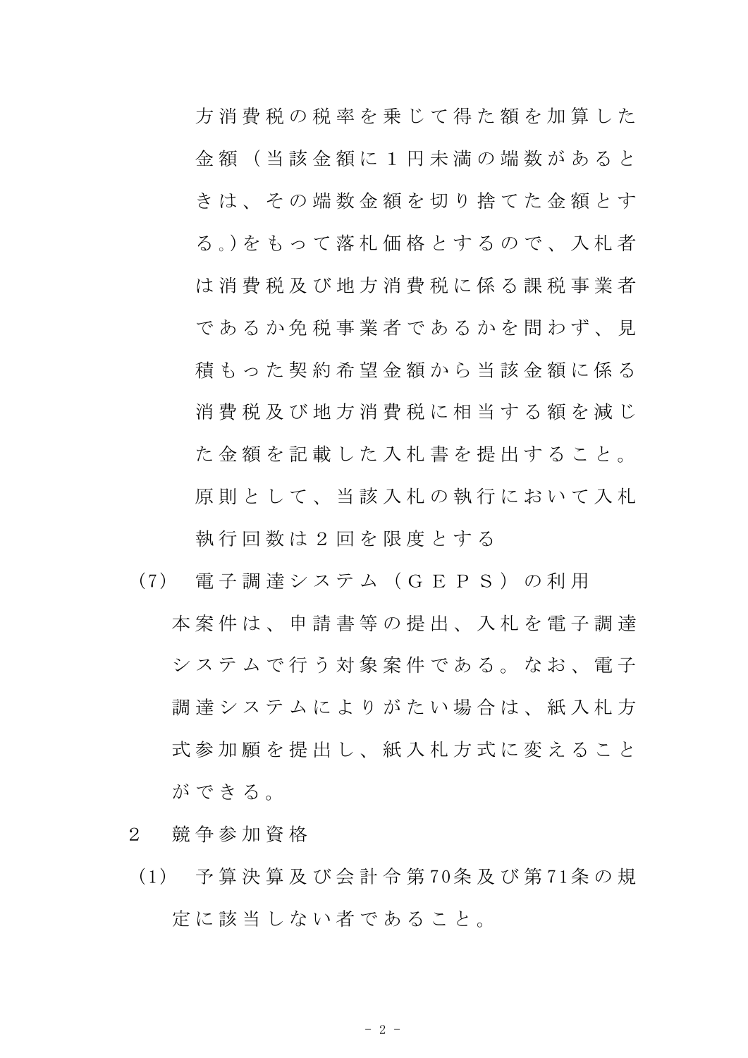方消費税の税率を乗じて得た額を加算した金額（当該金額に１円未満の端数があるときは、その端数金額を切り捨てた金額とする。)をもって落札価格とするので、入札者は消費税及び地方消費税に係る課税事業者であるか免税事業者であるかを問わず、見積もった契約希望金額から当該金額に係る消費税及び地方消費税に相当する額を減じた金額を記載した入札書を提出すること。原則として、当該入札の執行において入札執行回数は２回を限度とする

(7)　電子調達システム（ＧＥＰＳ）の利用

本案件は、申請書等の提出、入札を電子調達システムで行う対象案件である。なお、電子調達システムによりがたい場合は、紙入札方式参加願を提出し、紙入札方式に変えることができる。

２　競争参加資格

(1)　予算決算及び会計令第70条及び第71条の規定に該当しない者であること。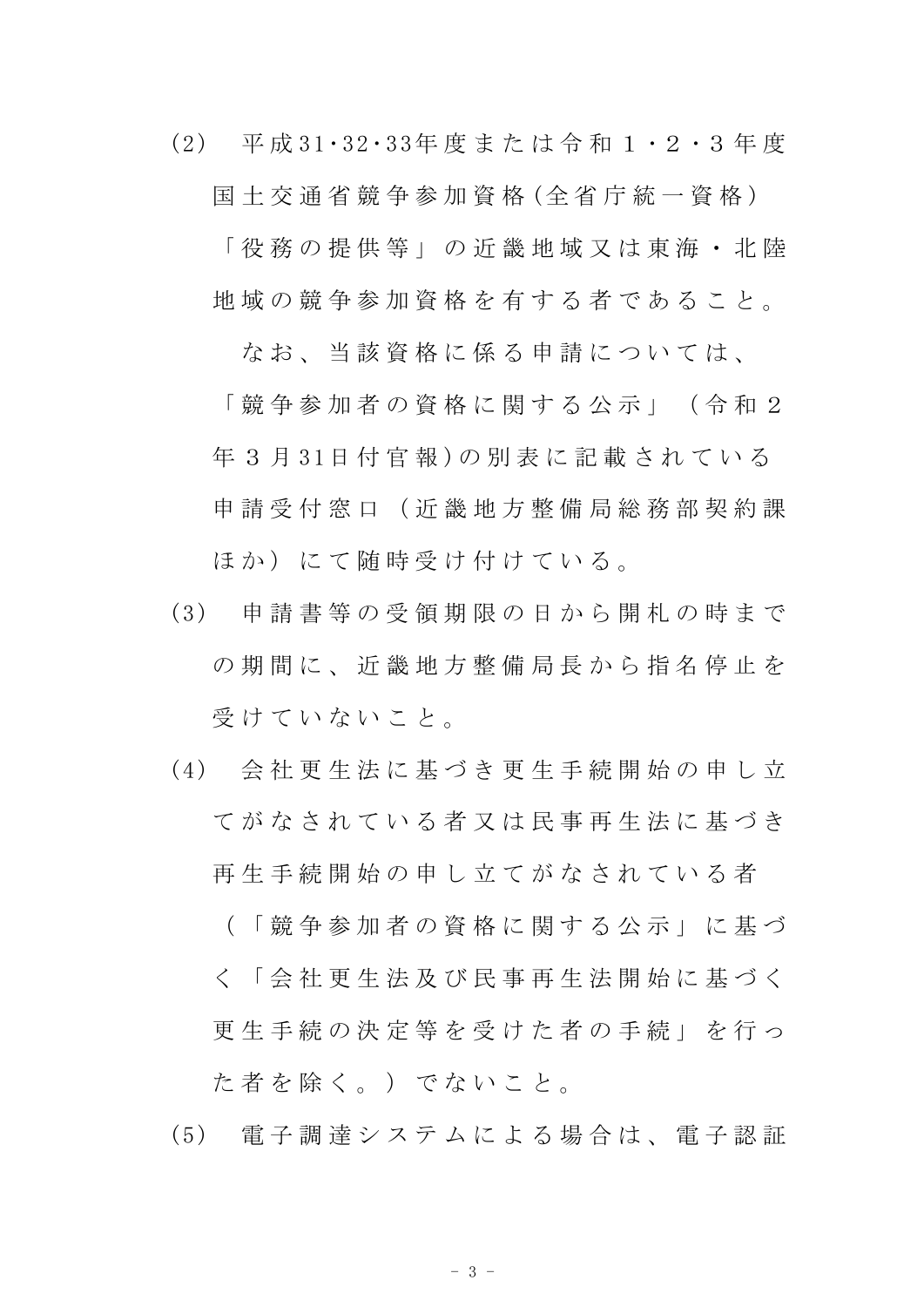(2) 平成31･32･33年度または令和１・２・３年度国土交通省競争参加資格(全省庁統一資格)「役務の提供等」の近畿地域又は東海・北陸地域の競争参加資格を有する者であること。

なお、当該資格に係る申請については、「競争参加者の資格に関する公示」（令和２年３月31日付官報)の別表に記載されている申請受付窓口（近畿地方整備局総務部契約課ほか）にて随時受け付けている。

(3) 申請書等の受領期限の日から開札の時までの期間に、近畿地方整備局長から指名停止を受けていないこと。

(4) 会社更生法に基づき更生手続開始の申し立てがなされている者又は民事再生法に基づき再生手続開始の申し立てがなされている者（「競争参加者の資格に関する公示」に基づく「会社更生法及び民事再生法開始に基づく更生手続の決定等を受けた者の手続」を行った者を除く。）でないこと。

(5) 電子調達システムによる場合は、電子認証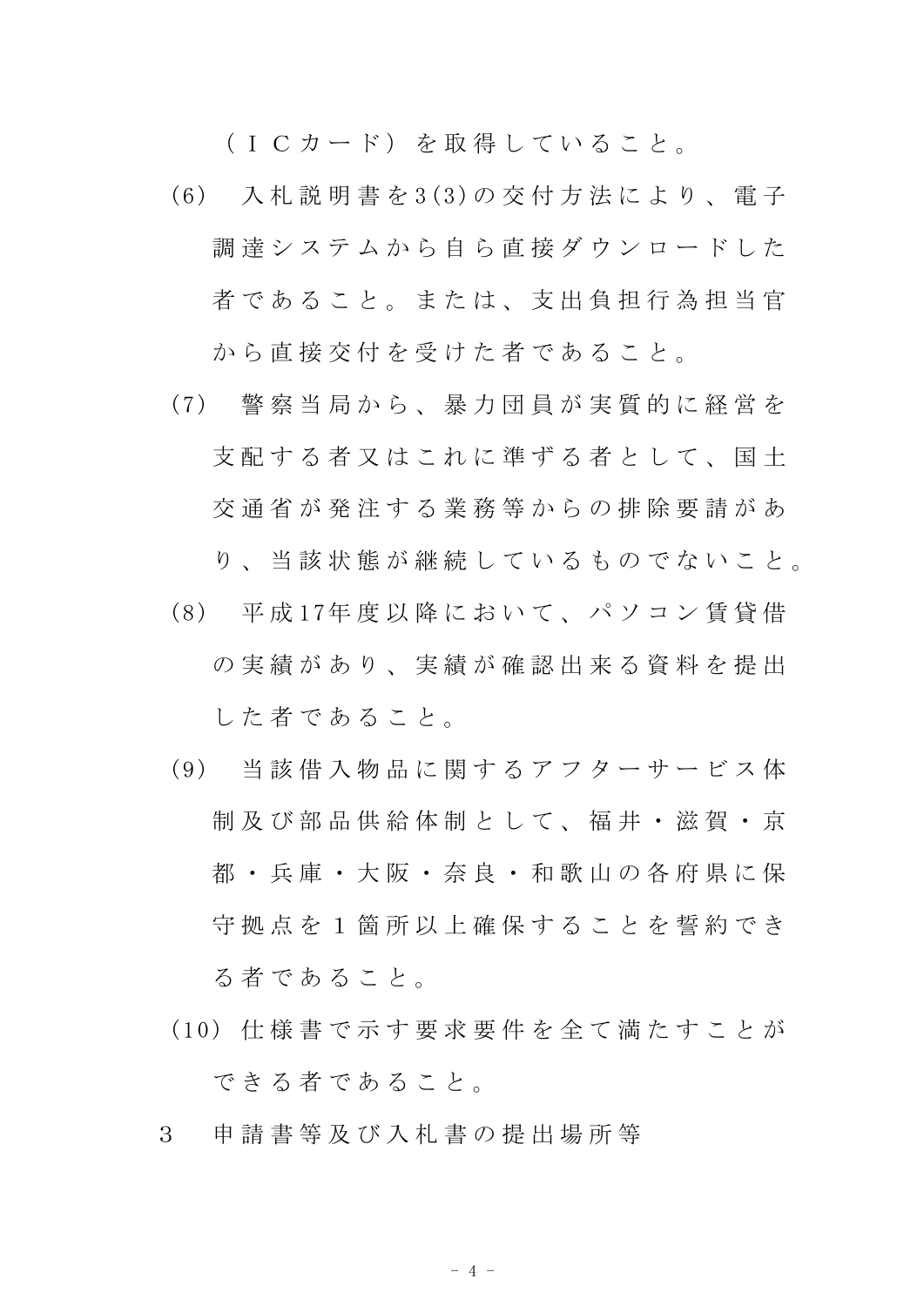（ＩＣカード）を取得していること。

(6)　入札説明書を3(3)の交付方法により、電子調達システムから自ら直接ダウンロードした者であること。または、支出負担行為担当官から直接交付を受けた者であること。

(7)　警察当局から、暴力団員が実質的に経営を支配する者又はこれに準ずる者として、国土交通省が発注する業務等からの排除要請があり、当該状態が継続しているものでないこと。

(8)　平成17年度以降において、パソコン賃貸借の実績があり、実績が確認出来る資料を提出した者であること。

(9)　当該借入物品に関するアフターサービス体制及び部品供給体制として、福井・滋賀・京都・兵庫・大阪・奈良・和歌山の各府県に保守拠点を１箇所以上確保することを誓約できる者であること。

(10)　仕様書で示す要求要件を全て満たすことができる者であること。

3　申請書等及び入札書の提出場所等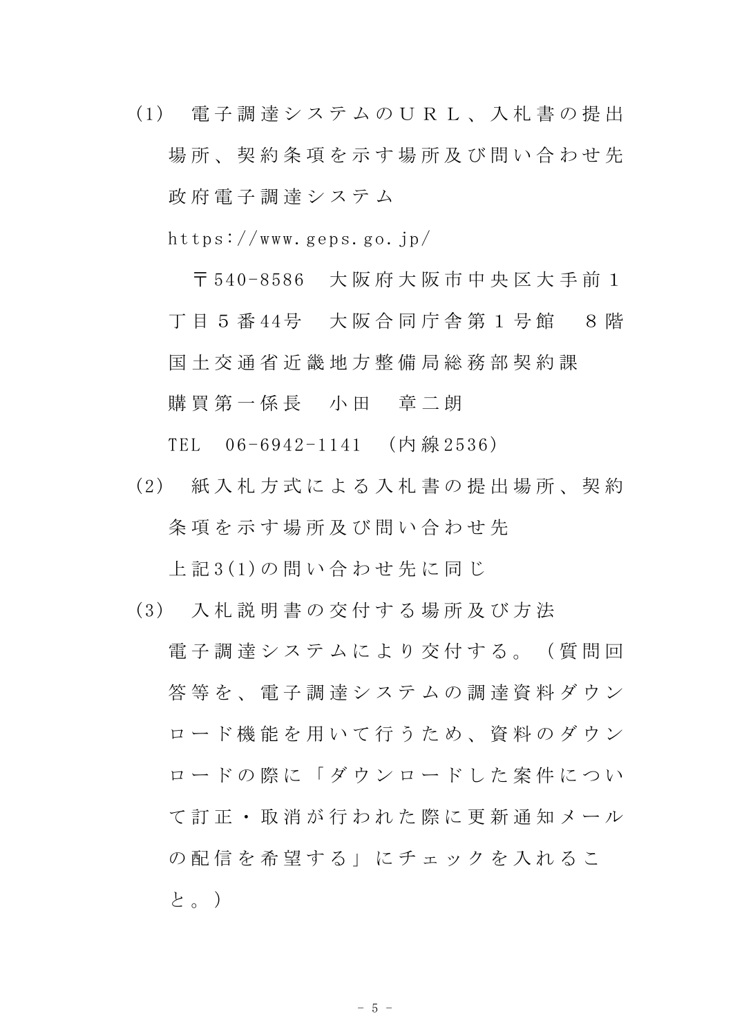(1)　電子調達システムのＵＲＬ、入札書の提出場所、契約条項を示す場所及び問い合わせ先

政府電子調達システム

https://www.geps.go.jp/

〒540-8586　大阪府大阪市中央区大手前１丁目５番44号　大阪合同庁舎第１号館　８階

国土交通省近畿地方整備局総務部契約課

購買第一係長　小田　章二朗

TEL　06-6942-1141　(内線2536)

(2)　紙入札方式による入札書の提出場所、契約条項を示す場所及び問い合わせ先

上記3(1)の問い合わせ先に同じ

(3)　入札説明書の交付する場所及び方法

電子調達システムにより交付する。（質問回答等を、電子調達システムの調達資料ダウンロード機能を用いて行うため、資料のダウンロードの際に「ダウンロードした案件について訂正・取消が行われた際に更新通知メールの配信を希望する」にチェックを入れること。）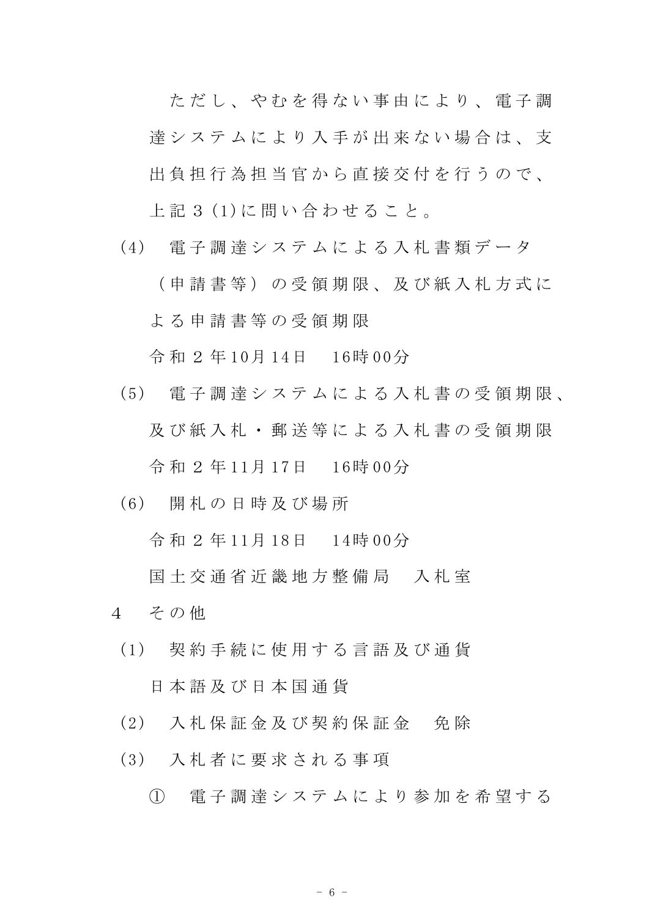ただし、やむを得ない事由により、電子調達システムにより入手が出来ない場合は、支出負担行為担当官から直接交付を行うので、上記３(1)に問い合わせること。

(4)　電子調達システムによる入札書類データ（申請書等）の受領期限、及び紙入札方式による申請書等の受領期限

令和２年10月14日　16時00分

(5)　電子調達システムによる入札書の受領期限、及び紙入札・郵送等による入札書の受領期限

令和２年11月17日　16時00分

(6)　開札の日時及び場所

令和２年11月18日　14時00分

国土交通省近畿地方整備局　入札室

４　その他

(1)　契約手続に使用する言語及び通貨

日本語及び日本国通貨

(2)　入札保証金及び契約保証金　免除

(3)　入札者に要求される事項

①　電子調達システムにより参加を希望する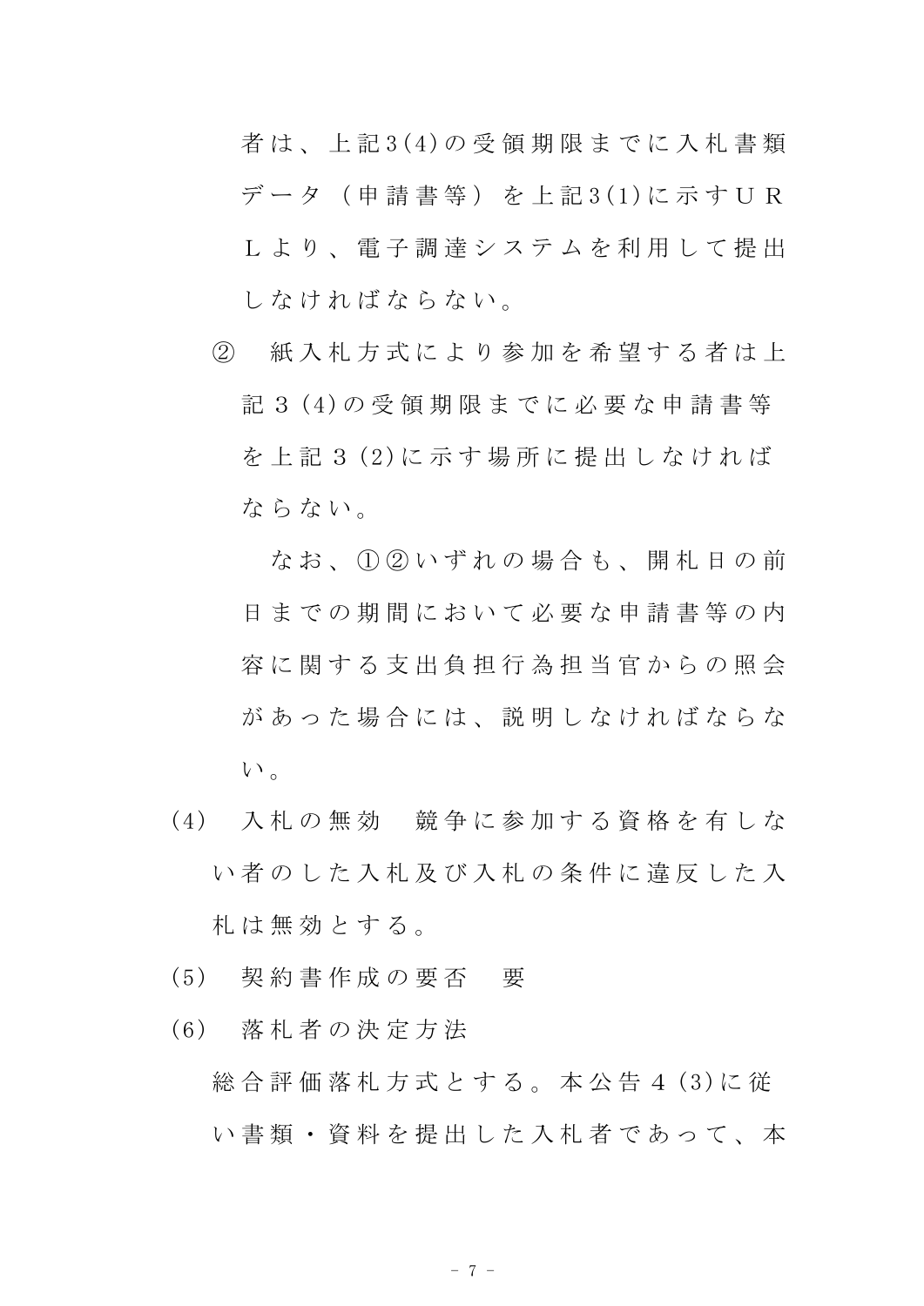者は、上記3(4)の受領期限までに入札書類データ（申請書等）を上記3(1)に示すＵＲＬより、電子調達システムを利用して提出しなければならない。

② 紙入札方式により参加を希望する者は上記３(4)の受領期限までに必要な申請書等を上記３(2)に示す場所に提出しなければならない。

なお、①②いずれの場合も、開札日の前日までの期間において必要な申請書等の内容に関する支出負担行為担当官からの照会があった場合には、説明しなければならない。

(4) 入札の無効　競争に参加する資格を有しない者のした入札及び入札の条件に違反した入札は無効とする。

(5) 契約書作成の要否　要

(6) 落札者の決定方法

総合評価落札方式とする。本公告４(3)に従い書類・資料を提出した入札者であって、本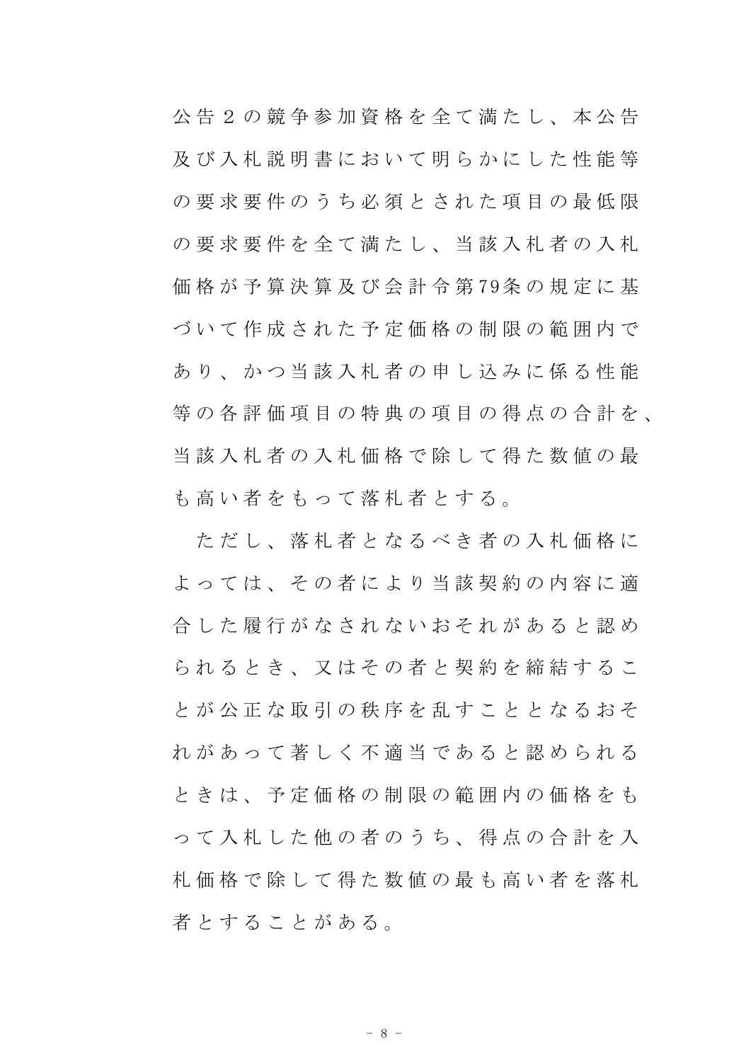公告２の競争参加資格を全て満たし、本公告及び入札説明書において明らかにした性能等の要求要件のうち必須とされた項目の最低限の要求要件を全て満たし、当該入札者の入札価格が予算決算及び会計令第79条の規定に基づいて作成された予定価格の制限の範囲内であり、かつ当該入札者の申し込みに係る性能等の各評価項目の特典の項目の得点の合計を、当該入札者の入札価格で除して得た数値の最も高い者をもって落札者とする。

ただし、落札者となるべき者の入札価格によっては、その者により当該契約の内容に適合した履行がなされないおそれがあると認められるとき、又はその者と契約を締結することが公正な取引の秩序を乱すこととなるおそれがあって著しく不適当であると認められるときは、予定価格の制限の範囲内の価格をもって入札した他の者のうち、得点の合計を入札価格で除して得た数値の最も高い者を落札者とすることがある。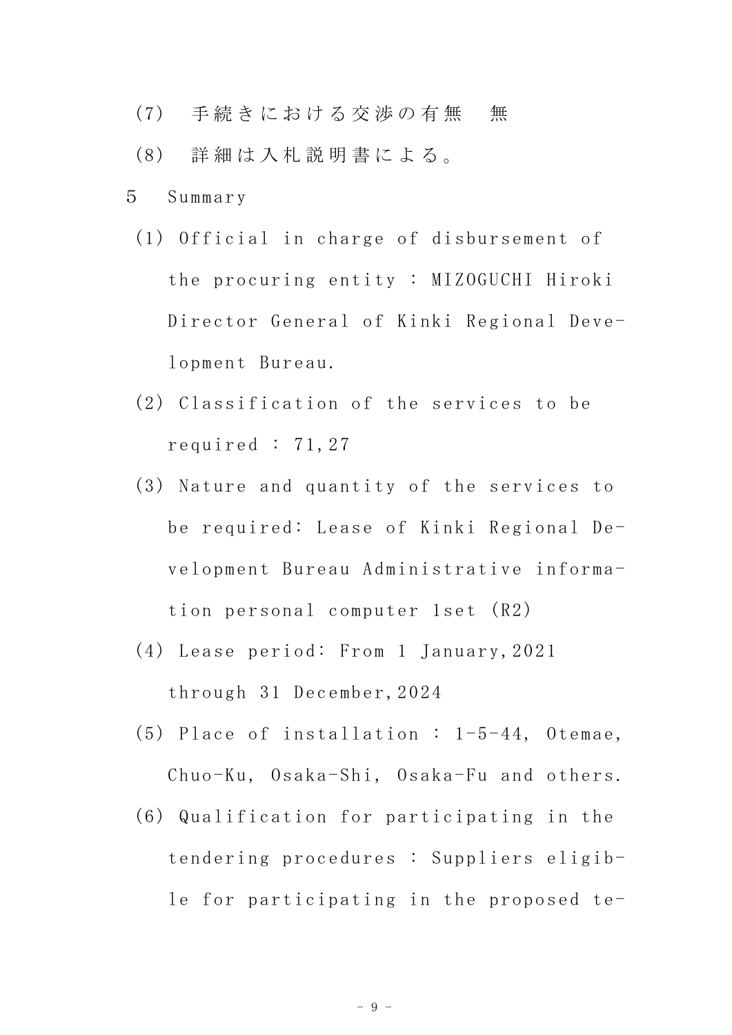(7)　手続きにおける交渉の有無　無

(8)　詳細は入札説明書による。

5　Summary

(1) Official in charge of disbursement of the procuring entity : MIZOGUCHI Hiroki Director General of Kinki Regional Development Bureau.

(2) Classification of the services to be required : 71,27

(3) Nature and quantity of the services to be required: Lease of Kinki Regional Development Bureau Administrative information personal computer 1set (R2)

(4) Lease period: From 1 January,2021 through 31 December,2024

(5) Place of installation : 1-5-44, Otemae, Chuo-Ku, Osaka-Shi, Osaka-Fu and others.

(6) Qualification for participating in the tendering procedures : Suppliers eligible for participating in the proposed te-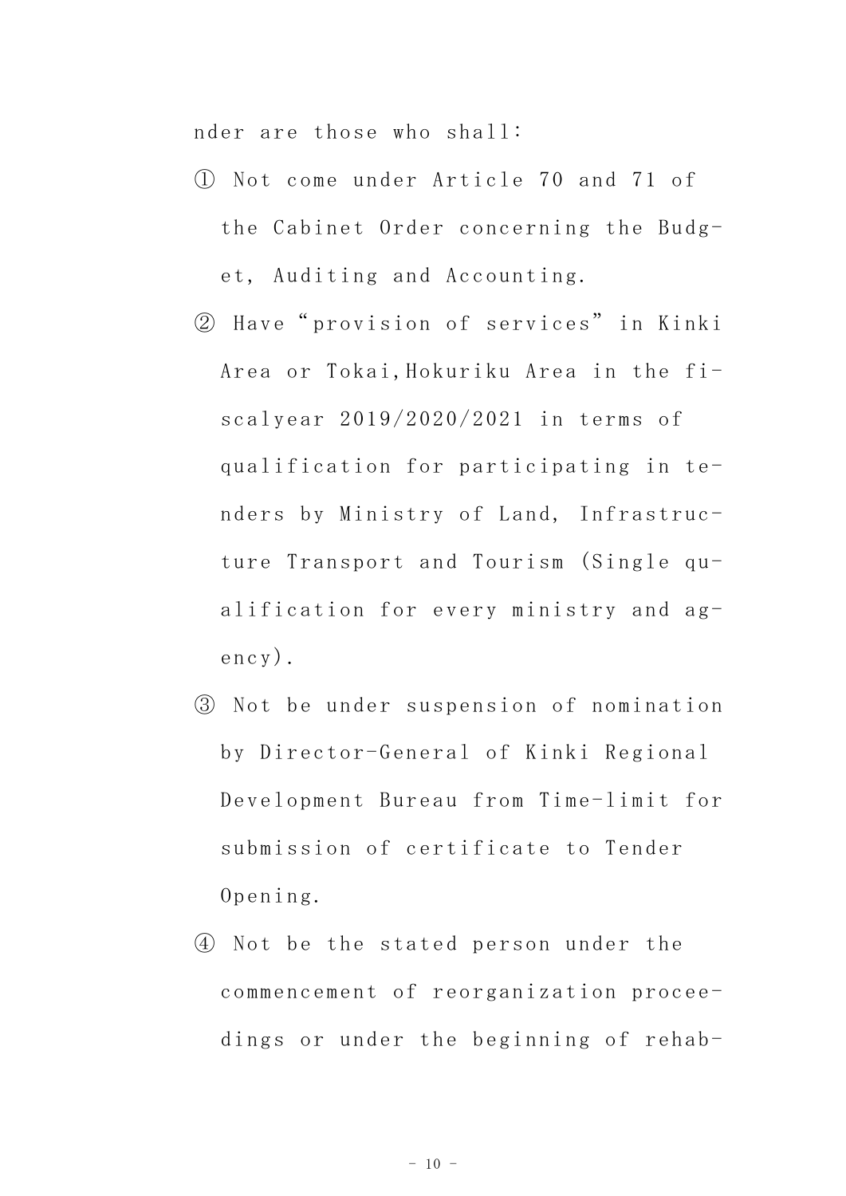nder are those who shall:

① Not come under Article 70 and 71 of the Cabinet Order concerning the Budget, Auditing and Accounting.

② Have “provision of services” in Kinki Area or Tokai,Hokuriku Area in the fiscalyear 2019/2020/2021 in terms of qualification for participating in tenders by Ministry of Land, Infrastructure Transport and Tourism (Single qualification for every ministry and agency).

③ Not be under suspension of nomination by Director-General of Kinki Regional Development Bureau from Time-limit for submission of certificate to Tender Opening.

④ Not be the stated person under the commencement of reorganization proceedings or under the beginning of rehab-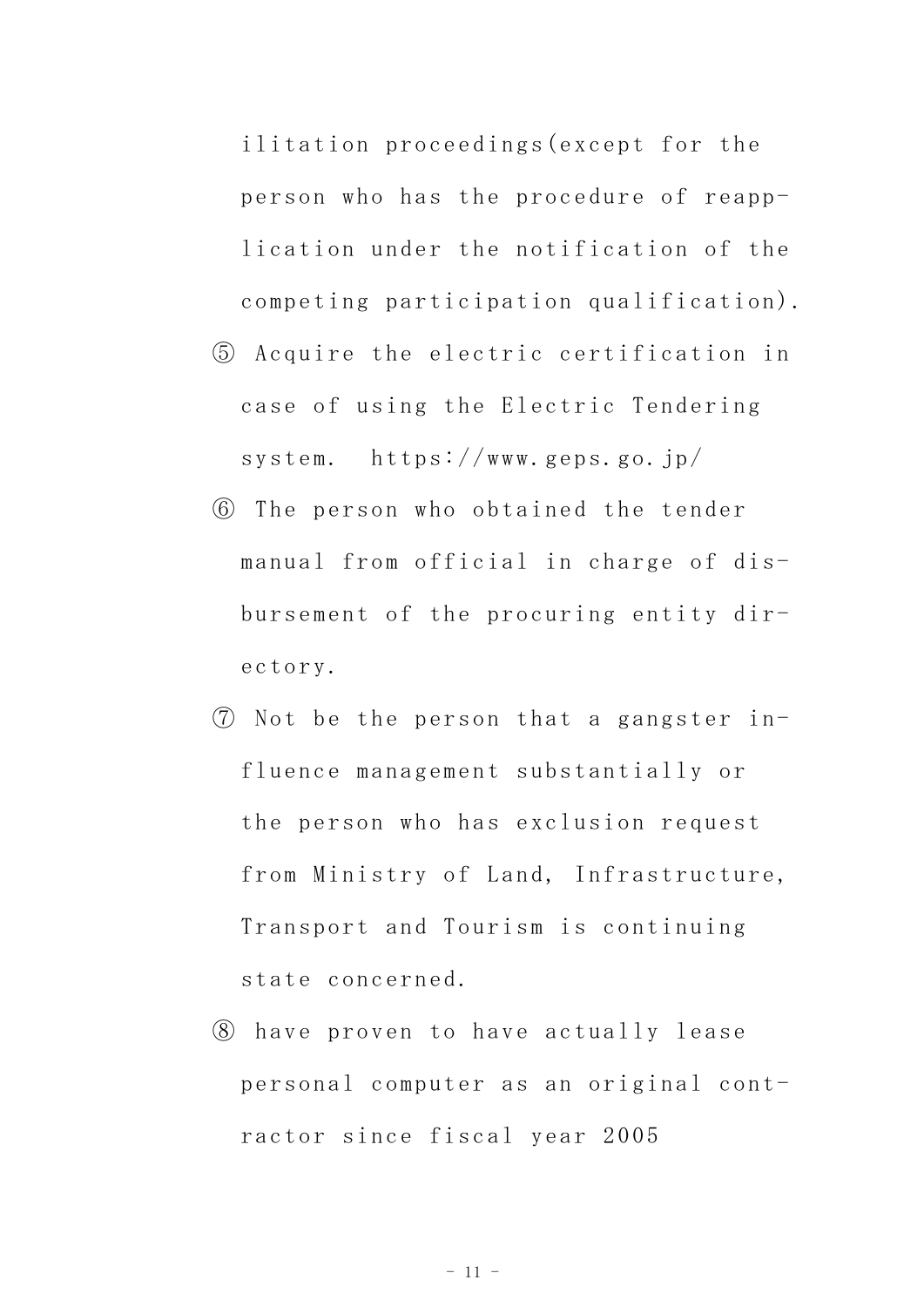ilitation proceedings(except for the person who has the procedure of reapplication under the notification of the competing participation qualification).

⑤ Acquire the electric certification in case of using the Electric Tendering system. https://www.geps.go.jp/

⑥ The person who obtained the tender manual from official in charge of disbursement of the procuring entity directory.

⑦ Not be the person that a gangster influence management substantially or the person who has exclusion request from Ministry of Land, Infrastructure, Transport and Tourism is continuing state concerned.

⑧ have proven to have actually lease personal computer as an original contractor since fiscal year 2005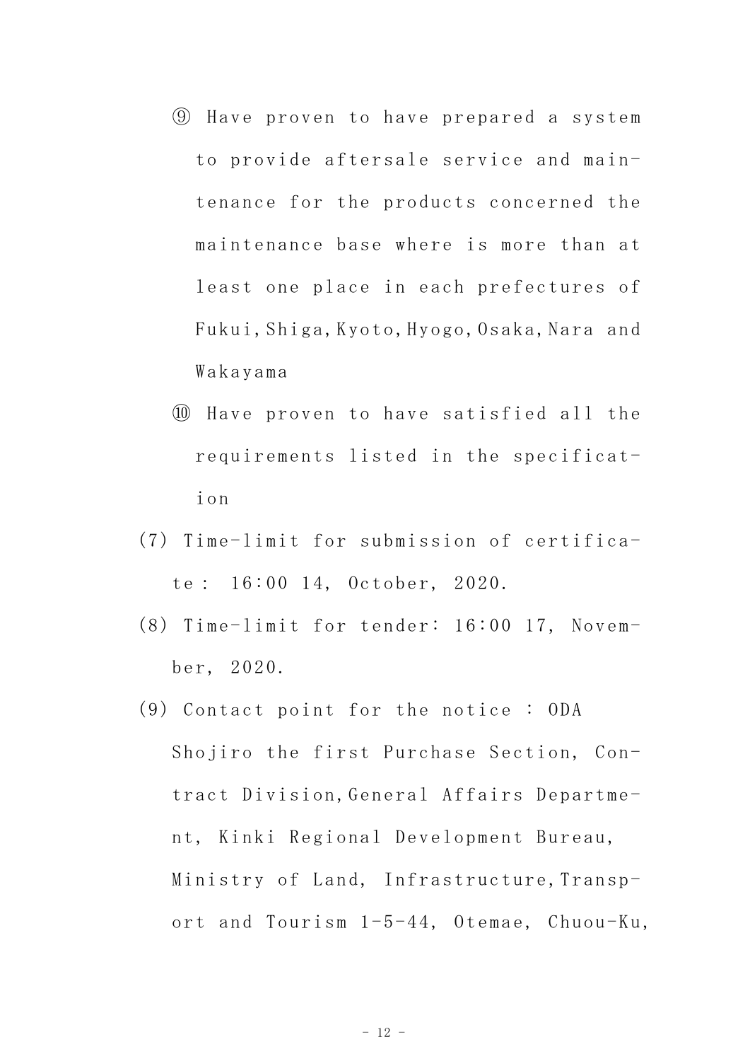⑨ Have proven to have prepared a system to provide aftersale service and maintenance for the products concerned the maintenance base where is more than at least one place in each prefectures of Fukui, Shiga, Kyoto, Hyogo, Osaka, Nara and Wakayama

⑩ Have proven to have satisfied all the requirements listed in the specification

(7) Time-limit for submission of certificate： 16:00 14, October, 2020.

(8) Time-limit for tender: 16:00 17, November, 2020.

(9) Contact point for the notice : ODA Shojiro the first Purchase Section, Contract Division, General Affairs Department, Kinki Regional Development Bureau, Ministry of Land, Infrastructure, Transport and Tourism 1-5-44, Otemae, Chuou-Ku,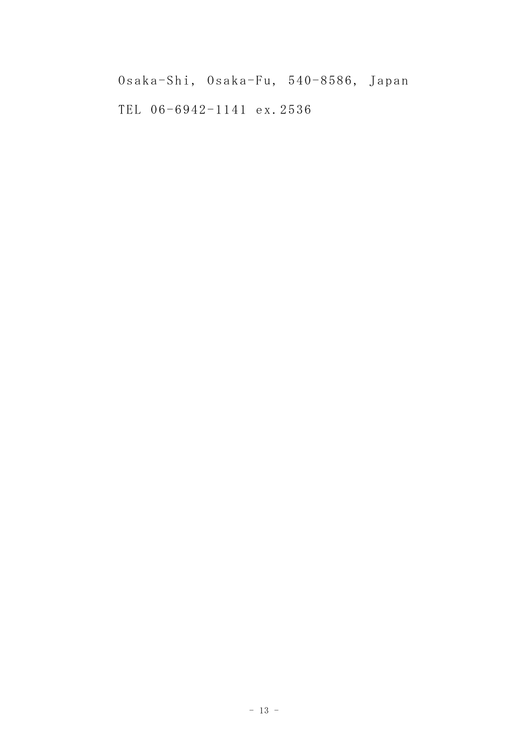Osaka-Shi, Osaka-Fu, 540-8586, Japan

TEL 06-6942-1141 ex.2536